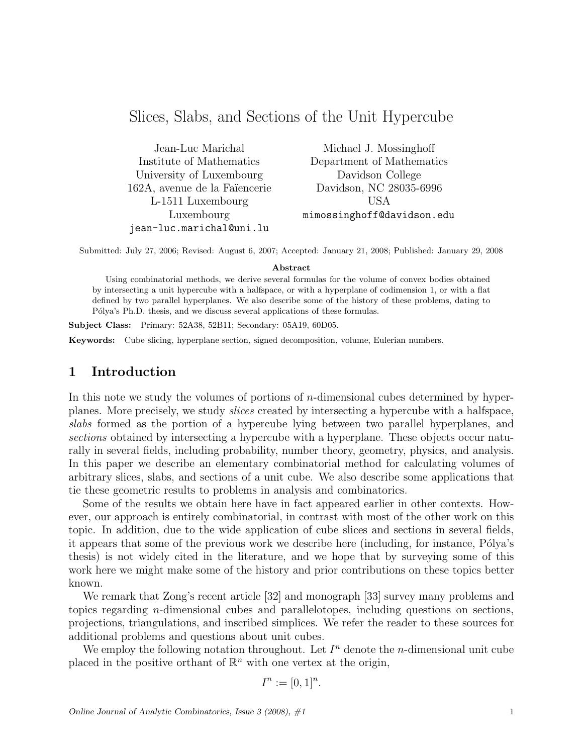# Slices, Slabs, and Sections of the Unit Hypercube

Jean-Luc Marichal
Institute of Mathematics
University of Luxembourg
162A, avenue de la Faïencerie
L-1511 Luxembourg
Luxembourg
jean-luc.marichal@uni.lu

Michael J. Mossinghoff
Department of Mathematics
Davidson College
Davidson, NC 28035-6996
USA
mimossinghoff@davidson.edu

Submitted: July 27, 2006; Revised: August 6, 2007; Accepted: January 21, 2008; Published: January 29, 2008

**Abstract**

Using combinatorial methods, we derive several formulas for the volume of convex bodies obtained by intersecting a unit hypercube with a halfspace, or with a hyperplane of codimension 1, or with a flat defined by two parallel hyperplanes. We also describe some of the history of these problems, dating to Pólya's Ph.D. thesis, and we discuss several applications of these formulas.

**Subject Class:** Primary: 52A38, 52B11; Secondary: 05A19, 60D05.

**Keywords:** Cube slicing, hyperplane section, signed decomposition, volume, Eulerian numbers.

## 1 Introduction

In this note we study the volumes of portions of $n$-dimensional cubes determined by hyperplanes. More precisely, we study *slices* created by intersecting a hypercube with a halfspace, *slabs* formed as the portion of a hypercube lying between two parallel hyperplanes, and *sections* obtained by intersecting a hypercube with a hyperplane. These objects occur naturally in several fields, including probability, number theory, geometry, physics, and analysis. In this paper we describe an elementary combinatorial method for calculating volumes of arbitrary slices, slabs, and sections of a unit cube. We also describe some applications that tie these geometric results to problems in analysis and combinatorics.

Some of the results we obtain here have in fact appeared earlier in other contexts. However, our approach is entirely combinatorial, in contrast with most of the other work on this topic. In addition, due to the wide application of cube slices and sections in several fields, it appears that some of the previous work we describe here (including, for instance, Pólya's thesis) is not widely cited in the literature, and we hope that by surveying some of this work here we might make some of the history and prior contributions on these topics better known.

We remark that Zong's recent article [32] and monograph [33] survey many problems and topics regarding $n$-dimensional cubes and parallelotopes, including questions on sections, projections, triangulations, and inscribed simplices. We refer the reader to these sources for additional problems and questions about unit cubes.

We employ the following notation throughout. Let $I^n$ denote the $n$-dimensional unit cube placed in the positive orthant of $\mathbb{R}^n$ with one vertex at the origin,

$$I^n := [0, 1]^n.$$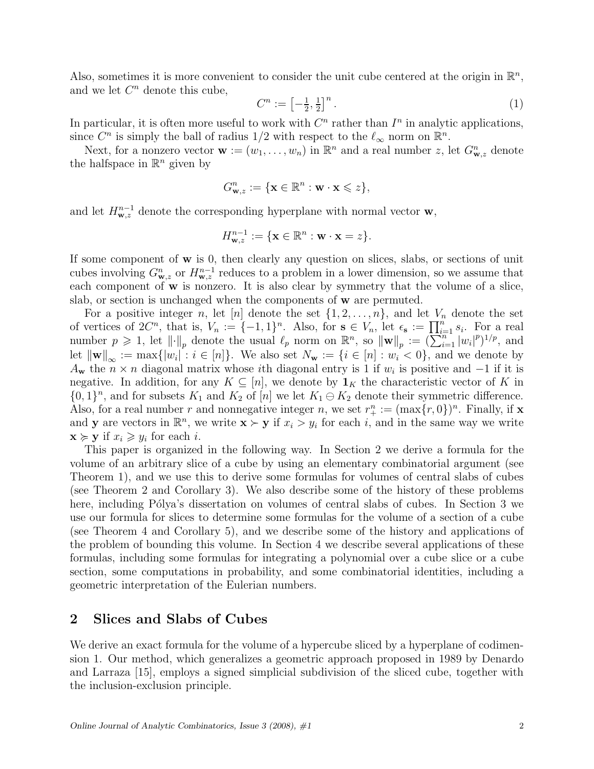Also, sometimes it is more convenient to consider the unit cube centered at the origin in $\mathbb{R}^n$, and we let $C^n$ denote this cube,

$$C^n := \left[-\tfrac{1}{2}, \tfrac{1}{2}\right]^n. \tag{1}$$

In particular, it is often more useful to work with $C^n$ rather than $I^n$ in analytic applications, since $C^n$ is simply the ball of radius $1/2$ with respect to the $\ell_\infty$ norm on $\mathbb{R}^n$.

Next, for a nonzero vector $\mathbf{w} := (w_1, \ldots, w_n)$ in $\mathbb{R}^n$ and a real number $z$, let $G^n_{\mathbf{w},z}$ denote the halfspace in $\mathbb{R}^n$ given by

$$G^n_{\mathbf{w},z} := \{\mathbf{x} \in \mathbb{R}^n : \mathbf{w} \cdot \mathbf{x} \leqslant z\},$$

and let $H^{n-1}_{\mathbf{w},z}$ denote the corresponding hyperplane with normal vector $\mathbf{w}$,

$$H^{n-1}_{\mathbf{w},z} := \{\mathbf{x} \in \mathbb{R}^n : \mathbf{w} \cdot \mathbf{x} = z\}.$$

If some component of $\mathbf{w}$ is 0, then clearly any question on slices, slabs, or sections of unit cubes involving $G^n_{\mathbf{w},z}$ or $H^{n-1}_{\mathbf{w},z}$ reduces to a problem in a lower dimension, so we assume that each component of $\mathbf{w}$ is nonzero. It is also clear by symmetry that the volume of a slice, slab, or section is unchanged when the components of $\mathbf{w}$ are permuted.

For a positive integer $n$, let $[n]$ denote the set $\{1, 2, \ldots, n\}$, and let $V_n$ denote the set of vertices of $2C^n$, that is, $V_n := \{-1, 1\}^n$. Also, for $\mathbf{s} \in V_n$, let $\epsilon_{\mathbf{s}} := \prod_{i=1}^n s_i$. For a real number $p \geqslant 1$, let $\|\cdot\|_p$ denote the usual $\ell_p$ norm on $\mathbb{R}^n$, so $\|\mathbf{w}\|_p := (\sum_{i=1}^n |w_i|^p)^{1/p}$, and let $\|\mathbf{w}\|_\infty := \max\{|w_i| : i \in [n]\}$. We also set $N_{\mathbf{w}} := \{i \in [n] : w_i < 0\}$, and we denote by $A_{\mathbf{w}}$ the $n \times n$ diagonal matrix whose $i$th diagonal entry is 1 if $w_i$ is positive and $-1$ if it is negative. In addition, for any $K \subseteq [n]$, we denote by $\mathbf{1}_K$ the characteristic vector of $K$ in $\{0, 1\}^n$, and for subsets $K_1$ and $K_2$ of $[n]$ we let $K_1 \ominus K_2$ denote their symmetric difference. Also, for a real number $r$ and nonnegative integer $n$, we set $r^n_+ := (\max\{r, 0\})^n$. Finally, if $\mathbf{x}$ and $\mathbf{y}$ are vectors in $\mathbb{R}^n$, we write $\mathbf{x} \succ \mathbf{y}$ if $x_i > y_i$ for each $i$, and in the same way we write $\mathbf{x} \succcurlyeq \mathbf{y}$ if $x_i \geqslant y_i$ for each $i$.

This paper is organized in the following way. In Section 2 we derive a formula for the volume of an arbitrary slice of a cube by using an elementary combinatorial argument (see Theorem 1), and we use this to derive some formulas for volumes of central slabs of cubes (see Theorem 2 and Corollary 3). We also describe some of the history of these problems here, including Pólya's dissertation on volumes of central slabs of cubes. In Section 3 we use our formula for slices to determine some formulas for the volume of a section of a cube (see Theorem 4 and Corollary 5), and we describe some of the history and applications of the problem of bounding this volume. In Section 4 we describe several applications of these formulas, including some formulas for integrating a polynomial over a cube slice or a cube section, some computations in probability, and some combinatorial identities, including a geometric interpretation of the Eulerian numbers.

## 2 Slices and Slabs of Cubes

We derive an exact formula for the volume of a hypercube sliced by a hyperplane of codimension 1. Our method, which generalizes a geometric approach proposed in 1989 by Denardo and Larraza [15], employs a signed simplicial subdivision of the sliced cube, together with the inclusion-exclusion principle.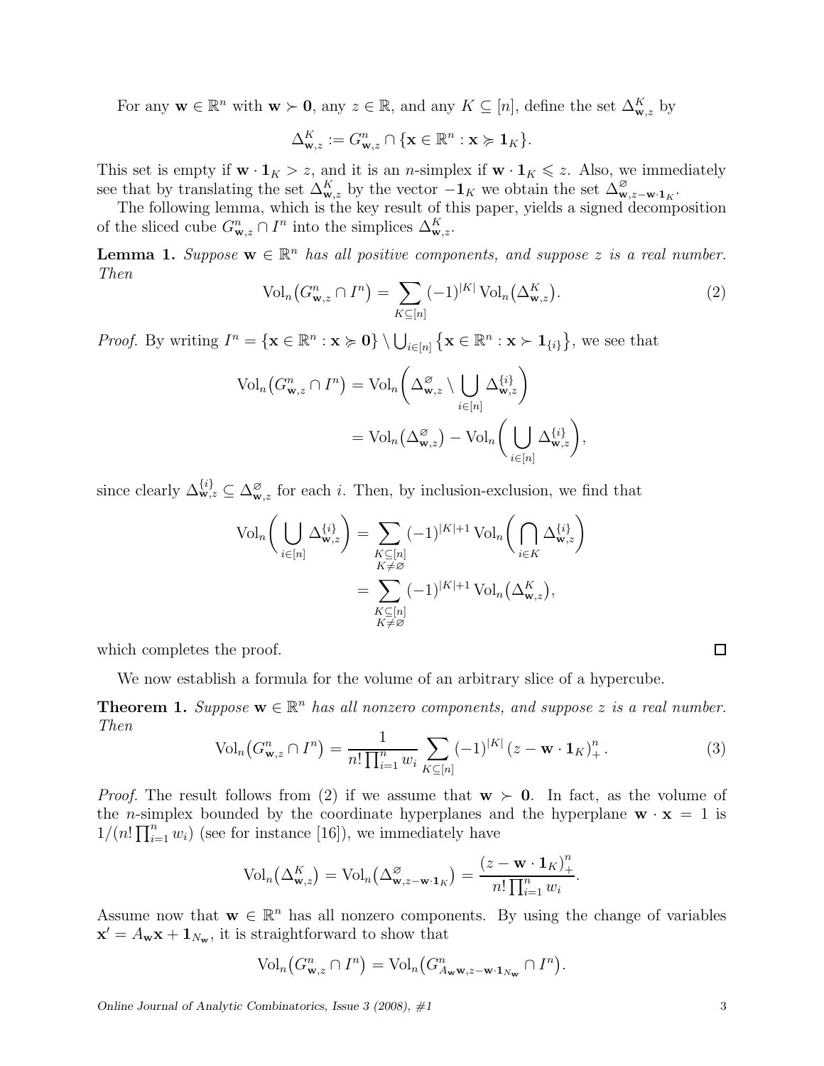For any $\mathbf{w} \in \mathbb{R}^n$ with $\mathbf{w} \succ \mathbf{0}$, any $z \in \mathbb{R}$, and any $K \subseteq [n]$, define the set $\Delta^K_{\mathbf{w},z}$ by

$$\Delta^K_{\mathbf{w},z} := G^n_{\mathbf{w},z} \cap \{\mathbf{x} \in \mathbb{R}^n : \mathbf{x} \succcurlyeq \mathbf{1}_K\}.$$

This set is empty if $\mathbf{w} \cdot \mathbf{1}_K > z$, and it is an $n$-simplex if $\mathbf{w} \cdot \mathbf{1}_K \leqslant z$. Also, we immediately see that by translating the set $\Delta^K_{\mathbf{w},z}$ by the vector $-\mathbf{1}_K$ we obtain the set $\Delta^{\varnothing}_{\mathbf{w},z-\mathbf{w}\cdot\mathbf{1}_K}$.

The following lemma, which is the key result of this paper, yields a signed decomposition of the sliced cube $G^n_{\mathbf{w},z} \cap I^n$ into the simplices $\Delta^K_{\mathbf{w},z}$.

**Lemma 1.** *Suppose $\mathbf{w} \in \mathbb{R}^n$ has all positive components, and suppose $z$ is a real number. Then*

$$\mathrm{Vol}_n\big(G^n_{\mathbf{w},z} \cap I^n\big) = \sum_{K \subseteq [n]} (-1)^{|K|} \, \mathrm{Vol}_n\big(\Delta^K_{\mathbf{w},z}\big). \tag{2}$$

*Proof.* By writing $I^n = \{\mathbf{x} \in \mathbb{R}^n : \mathbf{x} \succcurlyeq \mathbf{0}\} \setminus \bigcup_{i \in [n]} \big\{\mathbf{x} \in \mathbb{R}^n : \mathbf{x} \succ \mathbf{1}_{\{i\}}\big\}$, we see that

$$\begin{aligned}
\mathrm{Vol}_n\big(G^n_{\mathbf{w},z} \cap I^n\big) &= \mathrm{Vol}_n\bigg(\Delta^{\varnothing}_{\mathbf{w},z} \setminus \bigcup_{i \in [n]} \Delta^{\{i\}}_{\mathbf{w},z}\bigg) \\
&= \mathrm{Vol}_n\big(\Delta^{\varnothing}_{\mathbf{w},z}\big) - \mathrm{Vol}_n\bigg(\bigcup_{i \in [n]} \Delta^{\{i\}}_{\mathbf{w},z}\bigg),
\end{aligned}$$

since clearly $\Delta^{\{i\}}_{\mathbf{w},z} \subseteq \Delta^{\varnothing}_{\mathbf{w},z}$ for each $i$. Then, by inclusion-exclusion, we find that

$$\begin{aligned}
\mathrm{Vol}_n\bigg(\bigcup_{i \in [n]} \Delta^{\{i\}}_{\mathbf{w},z}\bigg) &= \sum_{\substack{K \subseteq [n] \\ K \neq \varnothing}} (-1)^{|K|+1} \, \mathrm{Vol}_n\bigg(\bigcap_{i \in K} \Delta^{\{i\}}_{\mathbf{w},z}\bigg) \\
&= \sum_{\substack{K \subseteq [n] \\ K \neq \varnothing}} (-1)^{|K|+1} \, \mathrm{Vol}_n\big(\Delta^K_{\mathbf{w},z}\big),
\end{aligned}$$

which completes the proof. $\square$

We now establish a formula for the volume of an arbitrary slice of a hypercube.

**Theorem 1.** *Suppose $\mathbf{w} \in \mathbb{R}^n$ has all nonzero components, and suppose $z$ is a real number. Then*

$$\mathrm{Vol}_n\big(G^n_{\mathbf{w},z} \cap I^n\big) = \frac{1}{n! \prod_{i=1}^n w_i} \sum_{K \subseteq [n]} (-1)^{|K|} \, (z - \mathbf{w} \cdot \mathbf{1}_K)^n_+ \, . \tag{3}$$

*Proof.* The result follows from (2) if we assume that $\mathbf{w} \succ \mathbf{0}$. In fact, as the volume of the $n$-simplex bounded by the coordinate hyperplanes and the hyperplane $\mathbf{w} \cdot \mathbf{x} = 1$ is $1/(n! \prod_{i=1}^n w_i)$ (see for instance [16]), we immediately have

$$\mathrm{Vol}_n\big(\Delta^K_{\mathbf{w},z}\big) = \mathrm{Vol}_n\big(\Delta^{\varnothing}_{\mathbf{w},z-\mathbf{w}\cdot\mathbf{1}_K}\big) = \frac{(z - \mathbf{w} \cdot \mathbf{1}_K)^n_+}{n! \prod_{i=1}^n w_i}.$$

Assume now that $\mathbf{w} \in \mathbb{R}^n$ has all nonzero components. By using the change of variables $\mathbf{x}' = A_{\mathbf{w}}\mathbf{x} + \mathbf{1}_{N_{\mathbf{w}}}$, it is straightforward to show that

$$\mathrm{Vol}_n\big(G^n_{\mathbf{w},z} \cap I^n\big) = \mathrm{Vol}_n\big(G^n_{A_{\mathbf{w}}\mathbf{w},z-\mathbf{w}\cdot\mathbf{1}_{N_{\mathbf{w}}}} \cap I^n\big).$$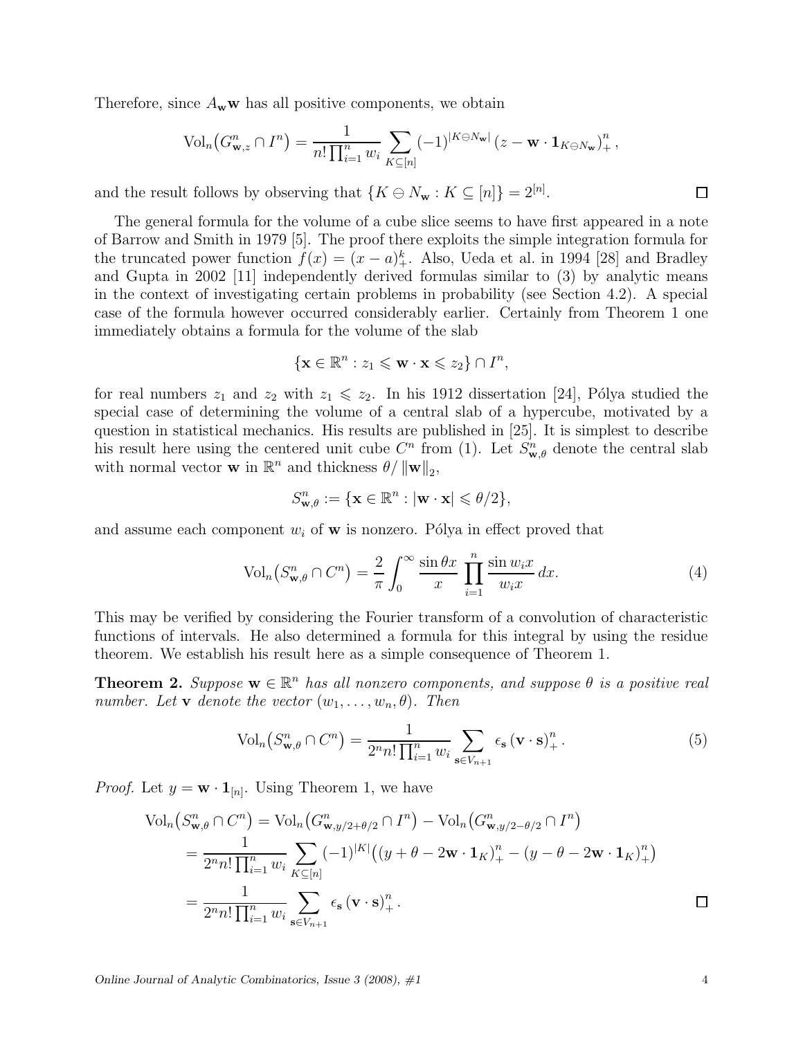Therefore, since $A_{\mathbf{w}}\mathbf{w}$ has all positive components, we obtain

$$\mathrm{Vol}_n\big(G^n_{\mathbf{w},z} \cap I^n\big) = \frac{1}{n!\prod_{i=1}^n w_i} \sum_{K \subseteq [n]} (-1)^{|K \ominus N_{\mathbf{w}}|} \left(z - \mathbf{w} \cdot \mathbf{1}_{K \ominus N_{\mathbf{w}}}\right)^n_+ ,$$

and the result follows by observing that $\{K \ominus N_{\mathbf{w}} : K \subseteq [n]\} = 2^{[n]}$. $\square$

The general formula for the volume of a cube slice seems to have first appeared in a note of Barrow and Smith in 1979 [5]. The proof there exploits the simple integration formula for the truncated power function $f(x) = (x - a)^k_+$. Also, Ueda et al. in 1994 [28] and Bradley and Gupta in 2002 [11] independently derived formulas similar to (3) by analytic means in the context of investigating certain problems in probability (see Section 4.2). A special case of the formula however occurred considerably earlier. Certainly from Theorem 1 one immediately obtains a formula for the volume of the slab

$$\{\mathbf{x} \in \mathbb{R}^n : z_1 \leqslant \mathbf{w} \cdot \mathbf{x} \leqslant z_2\} \cap I^n,$$

for real numbers $z_1$ and $z_2$ with $z_1 \leqslant z_2$. In his 1912 dissertation [24], Pólya studied the special case of determining the volume of a central slab of a hypercube, motivated by a question in statistical mechanics. His results are published in [25]. It is simplest to describe his result here using the centered unit cube $C^n$ from (1). Let $S^n_{\mathbf{w},\theta}$ denote the central slab with normal vector $\mathbf{w}$ in $\mathbb{R}^n$ and thickness $\theta / \|\mathbf{w}\|_2$,

$$S^n_{\mathbf{w},\theta} := \{\mathbf{x} \in \mathbb{R}^n : |\mathbf{w} \cdot \mathbf{x}| \leqslant \theta/2\},$$

and assume each component $w_i$ of $\mathbf{w}$ is nonzero. Pólya in effect proved that

$$\mathrm{Vol}_n\big(S^n_{\mathbf{w},\theta} \cap C^n\big) = \frac{2}{\pi} \int_0^\infty \frac{\sin \theta x}{x} \prod_{i=1}^n \frac{\sin w_i x}{w_i x}\, dx. \tag{4}$$

This may be verified by considering the Fourier transform of a convolution of characteristic functions of intervals. He also determined a formula for this integral by using the residue theorem. We establish his result here as a simple consequence of Theorem 1.

**Theorem 2.** *Suppose $\mathbf{w} \in \mathbb{R}^n$ has all nonzero components, and suppose $\theta$ is a positive real number. Let $\mathbf{v}$ denote the vector $(w_1, \ldots, w_n, \theta)$. Then*

$$\mathrm{Vol}_n\big(S^n_{\mathbf{w},\theta} \cap C^n\big) = \frac{1}{2^n n! \prod_{i=1}^n w_i} \sum_{\mathbf{s} \in V_{n+1}} \epsilon_{\mathbf{s}} \left(\mathbf{v} \cdot \mathbf{s}\right)^n_+ . \tag{5}$$

*Proof.* Let $y = \mathbf{w} \cdot \mathbf{1}_{[n]}$. Using Theorem 1, we have

$$\begin{aligned}
\mathrm{Vol}_n\big(S^n_{\mathbf{w},\theta} \cap C^n\big) &= \mathrm{Vol}_n\big(G^n_{\mathbf{w},y/2+\theta/2} \cap I^n\big) - \mathrm{Vol}_n\big(G^n_{\mathbf{w},y/2-\theta/2} \cap I^n\big) \\
&= \frac{1}{2^n n! \prod_{i=1}^n w_i} \sum_{K \subseteq [n]} (-1)^{|K|} \Big( \left(y + \theta - 2\mathbf{w} \cdot \mathbf{1}_K\right)^n_+ - \left(y - \theta - 2\mathbf{w} \cdot \mathbf{1}_K\right)^n_+ \Big) \\
&= \frac{1}{2^n n! \prod_{i=1}^n w_i} \sum_{\mathbf{s} \in V_{n+1}} \epsilon_{\mathbf{s}} \left(\mathbf{v} \cdot \mathbf{s}\right)^n_+ .
\end{aligned}$$

$\square$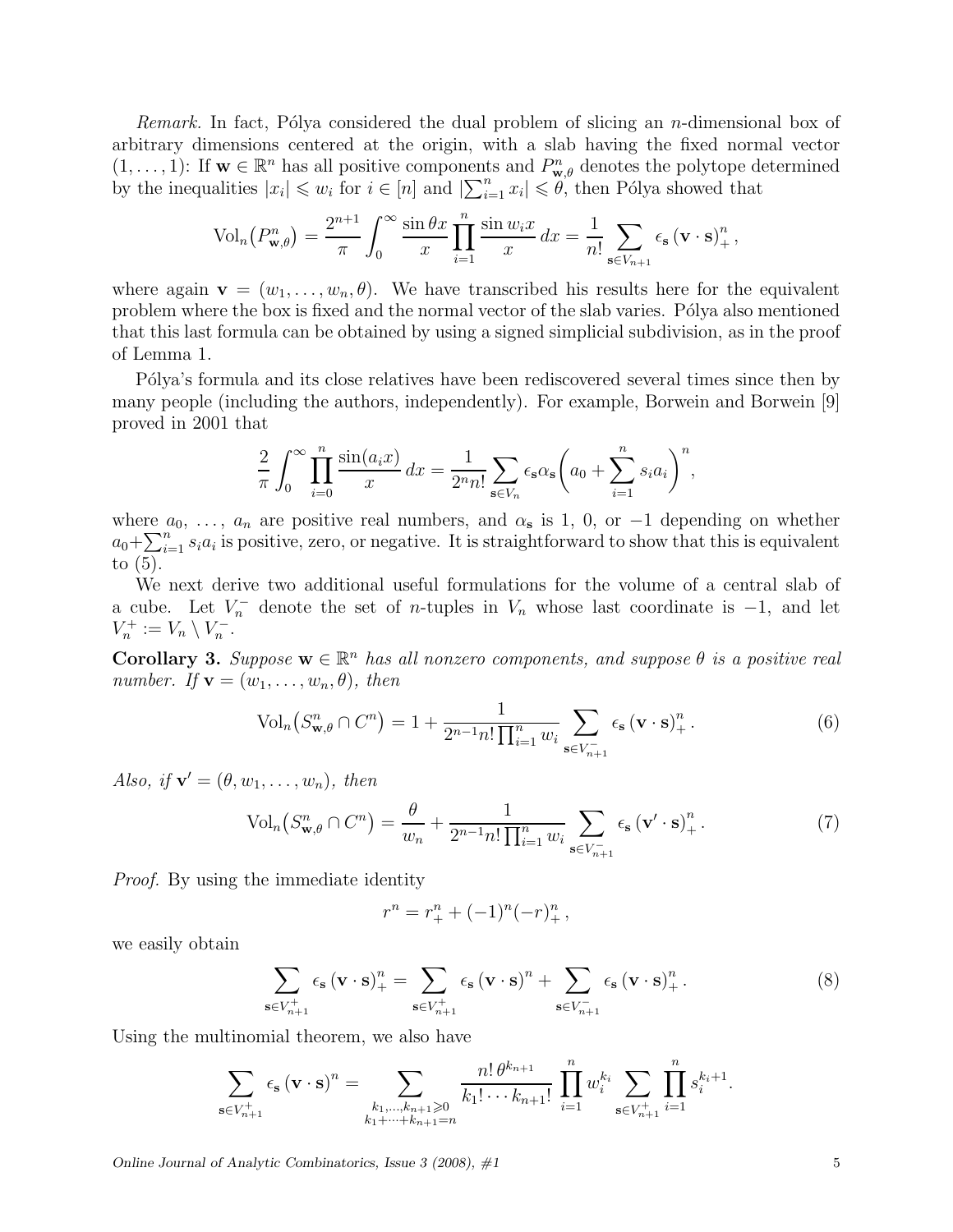*Remark.* In fact, Pólya considered the dual problem of slicing an $n$-dimensional box of arbitrary dimensions centered at the origin, with a slab having the fixed normal vector $(1, \ldots, 1)$: If $\mathbf{w} \in \mathbb{R}^n$ has all positive components and $P^n_{\mathbf{w},\theta}$ denotes the polytope determined by the inequalities $|x_i| \leqslant w_i$ for $i \in [n]$ and $|\sum_{i=1}^n x_i| \leqslant \theta$, then Pólya showed that

$$\operatorname{Vol}_n\big(P^n_{\mathbf{w},\theta}\big) = \frac{2^{n+1}}{\pi} \int_0^\infty \frac{\sin \theta x}{x} \prod_{i=1}^n \frac{\sin w_i x}{x}\, dx = \frac{1}{n!} \sum_{\mathbf{s} \in V_{n+1}} \epsilon_{\mathbf{s}} \left(\mathbf{v} \cdot \mathbf{s}\right)_+^n,$$

where again $\mathbf{v} = (w_1, \ldots, w_n, \theta)$. We have transcribed his results here for the equivalent problem where the box is fixed and the normal vector of the slab varies. Pólya also mentioned that this last formula can be obtained by using a signed simplicial subdivision, as in the proof of Lemma 1.

Pólya's formula and its close relatives have been rediscovered several times since then by many people (including the authors, independently). For example, Borwein and Borwein [9] proved in 2001 that

$$\frac{2}{\pi} \int_0^\infty \prod_{i=0}^n \frac{\sin(a_i x)}{x}\, dx = \frac{1}{2^n n!} \sum_{\mathbf{s} \in V_n} \epsilon_{\mathbf{s}} \alpha_{\mathbf{s}} \bigg(a_0 + \sum_{i=1}^n s_i a_i\bigg)^n,$$

where $a_0, \ldots, a_n$ are positive real numbers, and $\alpha_{\mathbf{s}}$ is 1, 0, or $-1$ depending on whether $a_0 + \sum_{i=1}^n s_i a_i$ is positive, zero, or negative. It is straightforward to show that this is equivalent to (5).

We next derive two additional useful formulations for the volume of a central slab of a cube. Let $V_n^-$ denote the set of $n$-tuples in $V_n$ whose last coordinate is $-1$, and let $V_n^+ := V_n \setminus V_n^-$.

**Corollary 3.** *Suppose $\mathbf{w} \in \mathbb{R}^n$ has all nonzero components, and suppose $\theta$ is a positive real number. If $\mathbf{v} = (w_1, \ldots, w_n, \theta)$, then*

$$\operatorname{Vol}_n\big(S^n_{\mathbf{w},\theta} \cap C^n\big) = 1 + \frac{1}{2^{n-1} n! \prod_{i=1}^n w_i} \sum_{\mathbf{s} \in V_{n+1}^-} \epsilon_{\mathbf{s}} \left(\mathbf{v} \cdot \mathbf{s}\right)_+^n. \tag{6}$$

*Also, if $\mathbf{v}' = (\theta, w_1, \ldots, w_n)$, then*

$$\operatorname{Vol}_n\big(S^n_{\mathbf{w},\theta} \cap C^n\big) = \frac{\theta}{w_n} + \frac{1}{2^{n-1} n! \prod_{i=1}^n w_i} \sum_{\mathbf{s} \in V_{n+1}^-} \epsilon_{\mathbf{s}} \left(\mathbf{v}' \cdot \mathbf{s}\right)_+^n. \tag{7}$$

*Proof.* By using the immediate identity

$$r^n = r_+^n + (-1)^n (-r)_+^n,$$

we easily obtain

$$\sum_{\mathbf{s} \in V_{n+1}^+} \epsilon_{\mathbf{s}} \left(\mathbf{v} \cdot \mathbf{s}\right)_+^n = \sum_{\mathbf{s} \in V_{n+1}^+} \epsilon_{\mathbf{s}} \left(\mathbf{v} \cdot \mathbf{s}\right)^n + \sum_{\mathbf{s} \in V_{n+1}^-} \epsilon_{\mathbf{s}} \left(\mathbf{v} \cdot \mathbf{s}\right)_+^n. \tag{8}$$

Using the multinomial theorem, we also have

$$\sum_{\mathbf{s} \in V_{n+1}^+} \epsilon_{\mathbf{s}} \left(\mathbf{v} \cdot \mathbf{s}\right)^n = \sum_{\substack{k_1, \ldots, k_{n+1} \geqslant 0 \\ k_1 + \cdots + k_{n+1} = n}} \frac{n!\, \theta^{k_{n+1}}}{k_1! \cdots k_{n+1}!} \prod_{i=1}^n w_i^{k_i} \sum_{\mathbf{s} \in V_{n+1}^+} \prod_{i=1}^n s_i^{k_i + 1}.$$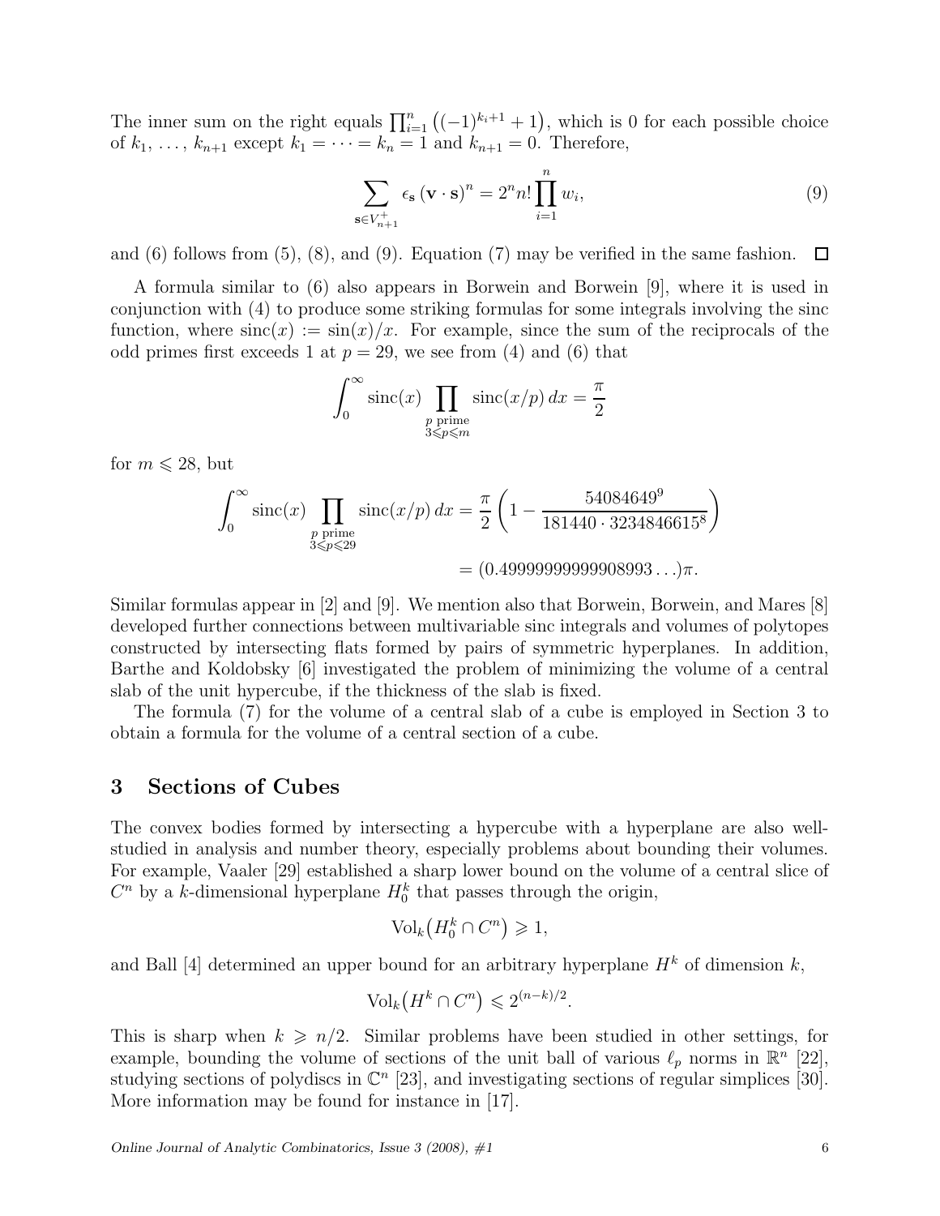The inner sum on the right equals $\prod_{i=1}^{n}\left((-1)^{k_i+1}+1\right)$, which is 0 for each possible choice of $k_1, \ldots, k_{n+1}$ except $k_1 = \cdots = k_n = 1$ and $k_{n+1} = 0$. Therefore,

$$\sum_{\mathbf{s}\in V_{n+1}^{+}} \epsilon_{\mathbf{s}}\,(\mathbf{v}\cdot\mathbf{s})^n = 2^n n! \prod_{i=1}^{n} w_i, \tag{9}$$

and (6) follows from (5), (8), and (9). Equation (7) may be verified in the same fashion. $\square$

A formula similar to (6) also appears in Borwein and Borwein [9], where it is used in conjunction with (4) to produce some striking formulas for some integrals involving the sinc function, where $\operatorname{sinc}(x) := \sin(x)/x$. For example, since the sum of the reciprocals of the odd primes first exceeds 1 at $p = 29$, we see from (4) and (6) that

$$\int_0^\infty \operatorname{sinc}(x) \prod_{\substack{p \text{ prime}\\ 3\leqslant p\leqslant m}} \operatorname{sinc}(x/p)\,dx = \frac{\pi}{2}$$

for $m \leqslant 28$, but

$$\begin{aligned}\int_0^\infty \operatorname{sinc}(x) \prod_{\substack{p \text{ prime}\\ 3\leqslant p\leqslant 29}} \operatorname{sinc}(x/p)\,dx &= \frac{\pi}{2}\left(1 - \frac{54084649^9}{181440\cdot 3234846615^8}\right)\\ &= (0.49999999999908993\ldots)\pi.\end{aligned}$$

Similar formulas appear in [2] and [9]. We mention also that Borwein, Borwein, and Mares [8] developed further connections between multivariable sinc integrals and volumes of polytopes constructed by intersecting flats formed by pairs of symmetric hyperplanes. In addition, Barthe and Koldobsky [6] investigated the problem of minimizing the volume of a central slab of the unit hypercube, if the thickness of the slab is fixed.

The formula (7) for the volume of a central slab of a cube is employed in Section 3 to obtain a formula for the volume of a central section of a cube.

## 3 Sections of Cubes

The convex bodies formed by intersecting a hypercube with a hyperplane are also well-studied in analysis and number theory, especially problems about bounding their volumes. For example, Vaaler [29] established a sharp lower bound on the volume of a central slice of $C^n$ by a $k$-dimensional hyperplane $H_0^k$ that passes through the origin,

$$\operatorname{Vol}_k\bigl(H_0^k \cap C^n\bigr) \geqslant 1,$$

and Ball [4] determined an upper bound for an arbitrary hyperplane $H^k$ of dimension $k$,

$$\operatorname{Vol}_k\bigl(H^k \cap C^n\bigr) \leqslant 2^{(n-k)/2}.$$

This is sharp when $k \geqslant n/2$. Similar problems have been studied in other settings, for example, bounding the volume of sections of the unit ball of various $\ell_p$ norms in $\mathbb{R}^n$ [22], studying sections of polydiscs in $\mathbb{C}^n$ [23], and investigating sections of regular simplices [30]. More information may be found for instance in [17].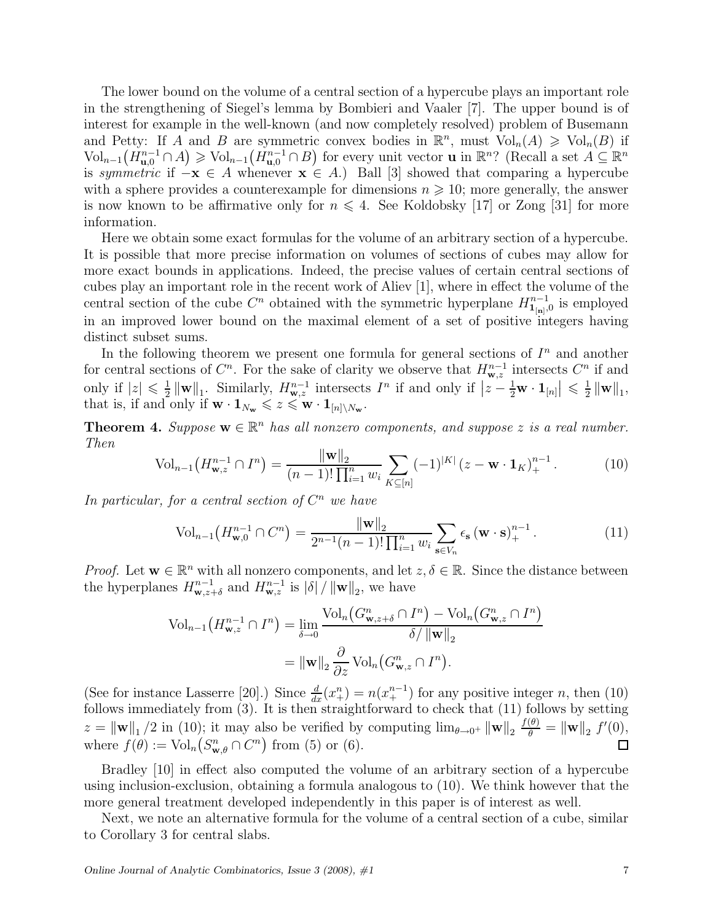The lower bound on the volume of a central section of a hypercube plays an important role in the strengthening of Siegel's lemma by Bombieri and Vaaler [7]. The upper bound is of interest for example in the well-known (and now completely resolved) problem of Busemann and Petty: If $A$ and $B$ are symmetric convex bodies in $\mathbb{R}^n$, must $\mathrm{Vol}_n(A) \geqslant \mathrm{Vol}_n(B)$ if $\mathrm{Vol}_{n-1}\big(H^{n-1}_{\mathbf{u},0} \cap A\big) \geqslant \mathrm{Vol}_{n-1}\big(H^{n-1}_{\mathbf{u},0} \cap B\big)$ for every unit vector $\mathbf{u}$ in $\mathbb{R}^n$? (Recall a set $A \subseteq \mathbb{R}^n$ is *symmetric* if $-\mathbf{x} \in A$ whenever $\mathbf{x} \in A$.) Ball [3] showed that comparing a hypercube with a sphere provides a counterexample for dimensions $n \geqslant 10$; more generally, the answer is now known to be affirmative only for $n \leqslant 4$. See Koldobsky [17] or Zong [31] for more information.

Here we obtain some exact formulas for the volume of an arbitrary section of a hypercube. It is possible that more precise information on volumes of sections of cubes may allow for more exact bounds in applications. Indeed, the precise values of certain central sections of cubes play an important role in the recent work of Aliev [1], where in effect the volume of the central section of the cube $C^n$ obtained with the symmetric hyperplane $H^{n-1}_{\mathbf{1}_{[n]},0}$ is employed in an improved lower bound on the maximal element of a set of positive integers having distinct subset sums.

In the following theorem we present one formula for general sections of $I^n$ and another for central sections of $C^n$. For the sake of clarity we observe that $H^{n-1}_{\mathbf{w},z}$ intersects $C^n$ if and only if $|z| \leqslant \frac{1}{2}\|\mathbf{w}\|_1$. Similarly, $H^{n-1}_{\mathbf{w},z}$ intersects $I^n$ if and only if $\left|z - \frac{1}{2}\mathbf{w}\cdot\mathbf{1}_{[n]}\right| \leqslant \frac{1}{2}\|\mathbf{w}\|_1$, that is, if and only if $\mathbf{w}\cdot\mathbf{1}_{N_\mathbf{w}} \leqslant z \leqslant \mathbf{w}\cdot\mathbf{1}_{[n]\setminus N_\mathbf{w}}$.

**Theorem 4.** *Suppose $\mathbf{w} \in \mathbb{R}^n$ has all nonzero components, and suppose $z$ is a real number. Then*

$$\mathrm{Vol}_{n-1}\big(H^{n-1}_{\mathbf{w},z} \cap I^n\big) = \frac{\|\mathbf{w}\|_2}{(n-1)!\prod_{i=1}^n w_i} \sum_{K\subseteq[n]} (-1)^{|K|} \left(z - \mathbf{w}\cdot\mathbf{1}_K\right)_+^{n-1}. \tag{10}$$

*In particular, for a central section of $C^n$ we have*

$$\mathrm{Vol}_{n-1}\big(H^{n-1}_{\mathbf{w},0} \cap C^n\big) = \frac{\|\mathbf{w}\|_2}{2^{n-1}(n-1)!\prod_{i=1}^n w_i} \sum_{\mathbf{s}\in V_n} \epsilon_\mathbf{s} \left(\mathbf{w}\cdot\mathbf{s}\right)_+^{n-1}. \tag{11}$$

*Proof.* Let $\mathbf{w} \in \mathbb{R}^n$ with all nonzero components, and let $z, \delta \in \mathbb{R}$. Since the distance between the hyperplanes $H^{n-1}_{\mathbf{w},z+\delta}$ and $H^{n-1}_{\mathbf{w},z}$ is $|\delta| / \|\mathbf{w}\|_2$, we have

$$\begin{aligned}
\mathrm{Vol}_{n-1}\big(H^{n-1}_{\mathbf{w},z} \cap I^n\big) &= \lim_{\delta\to 0} \frac{\mathrm{Vol}_n\big(G^n_{\mathbf{w},z+\delta} \cap I^n\big) - \mathrm{Vol}_n\big(G^n_{\mathbf{w},z} \cap I^n\big)}{\delta / \|\mathbf{w}\|_2} \\
&= \|\mathbf{w}\|_2 \frac{\partial}{\partial z} \mathrm{Vol}_n\big(G^n_{\mathbf{w},z} \cap I^n\big).
\end{aligned}$$

(See for instance Lasserre [20].) Since $\frac{d}{dx}(x_+^n) = n(x_+^{n-1})$ for any positive integer $n$, then (10) follows immediately from (3). It is then straightforward to check that (11) follows by setting $z = \|\mathbf{w}\|_1/2$ in (10); it may also be verified by computing $\lim_{\theta\to 0^+} \|\mathbf{w}\|_2 \frac{f(\theta)}{\theta} = \|\mathbf{w}\|_2\, f'(0)$, where $f(\theta) := \mathrm{Vol}_n\big(S^n_{\mathbf{w},\theta} \cap C^n\big)$ from (5) or (6). $\square$

Bradley [10] in effect also computed the volume of an arbitrary section of a hypercube using inclusion-exclusion, obtaining a formula analogous to (10). We think however that the more general treatment developed independently in this paper is of interest as well.

Next, we note an alternative formula for the volume of a central section of a cube, similar to Corollary 3 for central slabs.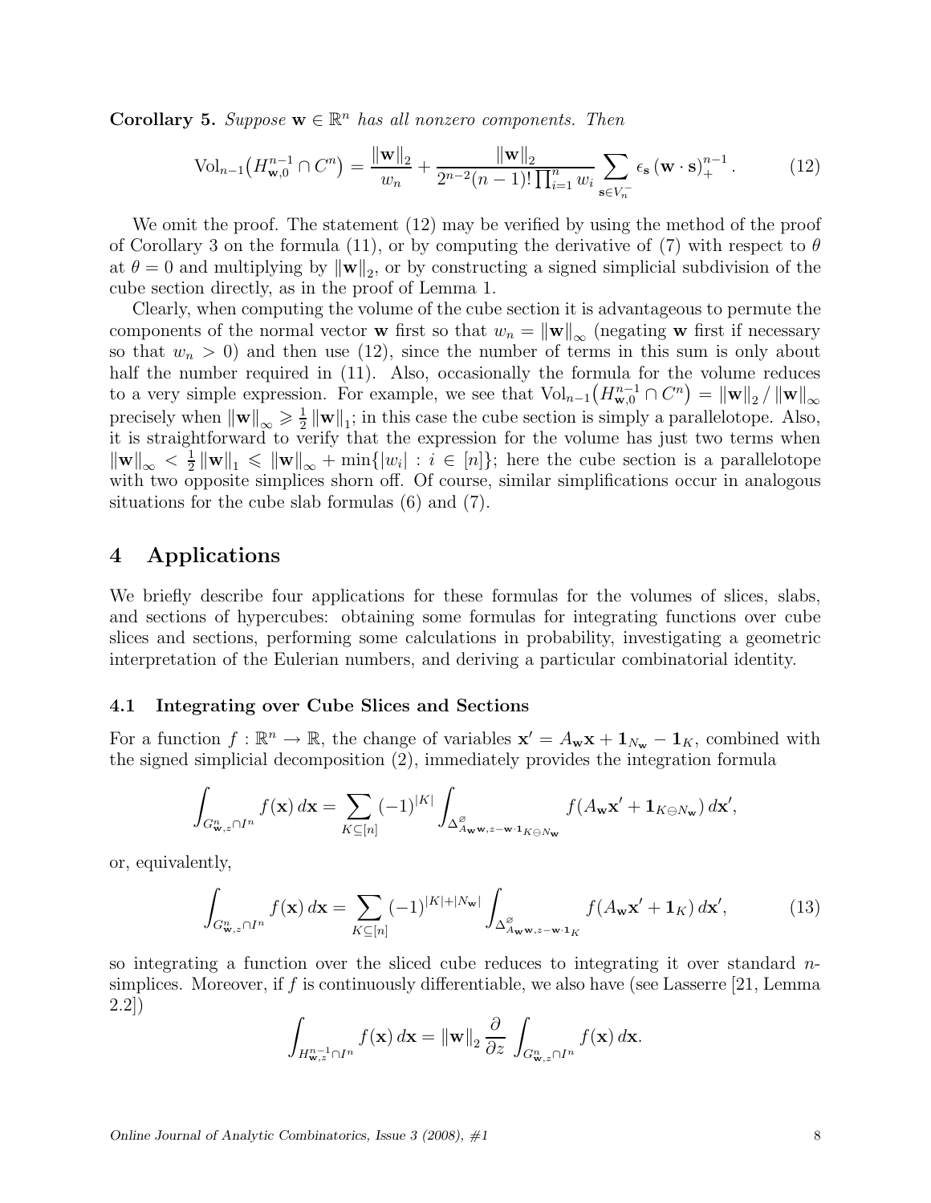**Corollary 5.** *Suppose* $\mathbf{w} \in \mathbb{R}^n$ *has all nonzero components. Then*

$$\mathrm{Vol}_{n-1}\big(H^{n-1}_{\mathbf{w},0} \cap C^n\big) = \frac{\|\mathbf{w}\|_2}{w_n} + \frac{\|\mathbf{w}\|_2}{2^{n-2}(n-1)!\prod_{i=1}^n w_i} \sum_{\mathbf{s}\in V_n^-} \epsilon_{\mathbf{s}} \left(\mathbf{w}\cdot\mathbf{s}\right)_+^{n-1}. \tag{12}$$

We omit the proof. The statement (12) may be verified by using the method of the proof of Corollary 3 on the formula (11), or by computing the derivative of (7) with respect to $\theta$ at $\theta = 0$ and multiplying by $\|\mathbf{w}\|_2$, or by constructing a signed simplicial subdivision of the cube section directly, as in the proof of Lemma 1.

Clearly, when computing the volume of the cube section it is advantageous to permute the components of the normal vector $\mathbf{w}$ first so that $w_n = \|\mathbf{w}\|_\infty$ (negating $\mathbf{w}$ first if necessary so that $w_n > 0$) and then use (12), since the number of terms in this sum is only about half the number required in (11). Also, occasionally the formula for the volume reduces to a very simple expression. For example, we see that $\mathrm{Vol}_{n-1}\big(H^{n-1}_{\mathbf{w},0} \cap C^n\big) = \|\mathbf{w}\|_2 / \|\mathbf{w}\|_\infty$ precisely when $\|\mathbf{w}\|_\infty \geqslant \frac{1}{2}\|\mathbf{w}\|_1$; in this case the cube section is simply a parallelotope. Also, it is straightforward to verify that the expression for the volume has just two terms when $\|\mathbf{w}\|_\infty < \frac{1}{2}\|\mathbf{w}\|_1 \leqslant \|\mathbf{w}\|_\infty + \min\{|w_i| : i \in [n]\}$; here the cube section is a parallelotope with two opposite simplices shorn off. Of course, similar simplifications occur in analogous situations for the cube slab formulas (6) and (7).

# 4 Applications

We briefly describe four applications for these formulas for the volumes of slices, slabs, and sections of hypercubes: obtaining some formulas for integrating functions over cube slices and sections, performing some calculations in probability, investigating a geometric interpretation of the Eulerian numbers, and deriving a particular combinatorial identity.

## 4.1 Integrating over Cube Slices and Sections

For a function $f : \mathbb{R}^n \to \mathbb{R}$, the change of variables $\mathbf{x}' = A_{\mathbf{w}}\mathbf{x} + \mathbf{1}_{N_{\mathbf{w}}} - \mathbf{1}_K$, combined with the signed simplicial decomposition (2), immediately provides the integration formula

$$\int_{G^n_{\mathbf{w},z}\cap I^n} f(\mathbf{x})\,d\mathbf{x} = \sum_{K\subseteq[n]} (-1)^{|K|} \int_{\Delta^{\varnothing}_{A_{\mathbf{w}}\mathbf{w},\,z-\mathbf{w}\cdot\mathbf{1}_{K\ominus N_{\mathbf{w}}}}} f(A_{\mathbf{w}}\mathbf{x}' + \mathbf{1}_{K\ominus N_{\mathbf{w}}})\,d\mathbf{x}',$$

or, equivalently,

$$\int_{G^n_{\mathbf{w},z}\cap I^n} f(\mathbf{x})\,d\mathbf{x} = \sum_{K\subseteq[n]} (-1)^{|K|+|N_{\mathbf{w}}|} \int_{\Delta^{\varnothing}_{A_{\mathbf{w}}\mathbf{w},\,z-\mathbf{w}\cdot\mathbf{1}_K}} f(A_{\mathbf{w}}\mathbf{x}' + \mathbf{1}_K)\,d\mathbf{x}', \tag{13}$$

so integrating a function over the sliced cube reduces to integrating it over standard $n$-simplices. Moreover, if $f$ is continuously differentiable, we also have (see Lasserre [21, Lemma 2.2])

$$\int_{H^{n-1}_{\mathbf{w},z}\cap I^n} f(\mathbf{x})\,d\mathbf{x} = \|\mathbf{w}\|_2 \frac{\partial}{\partial z}\int_{G^n_{\mathbf{w},z}\cap I^n} f(\mathbf{x})\,d\mathbf{x}.$$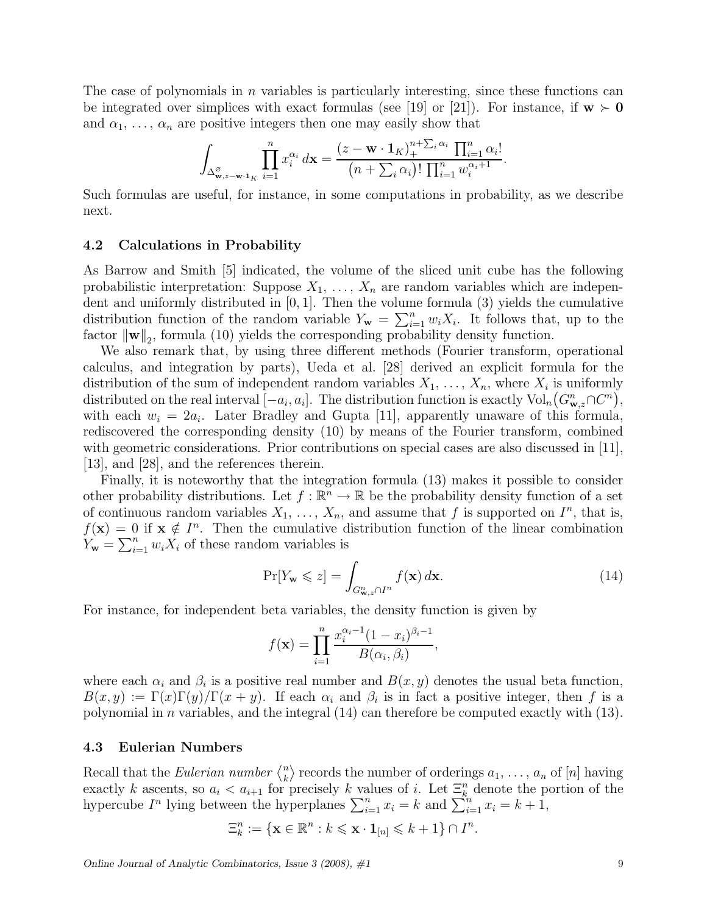The case of polynomials in $n$ variables is particularly interesting, since these functions can be integrated over simplices with exact formulas (see [19] or [21]). For instance, if $\mathbf{w} \succ \mathbf{0}$ and $\alpha_1, \ldots, \alpha_n$ are positive integers then one may easily show that

$$\int_{\Delta^{\varnothing}_{\mathbf{w},z-\mathbf{w}\cdot\mathbf{1}_K}} \prod_{i=1}^{n} x_i^{\alpha_i} \, d\mathbf{x} = \frac{(z - \mathbf{w}\cdot\mathbf{1}_K)_+^{n+\sum_i \alpha_i} \prod_{i=1}^{n} \alpha_i!}{\left(n + \sum_i \alpha_i\right)! \prod_{i=1}^{n} w_i^{\alpha_i+1}}.$$

Such formulas are useful, for instance, in some computations in probability, as we describe next.

### 4.2 Calculations in Probability

As Barrow and Smith [5] indicated, the volume of the sliced unit cube has the following probabilistic interpretation: Suppose $X_1, \ldots, X_n$ are random variables which are independent and uniformly distributed in $[0, 1]$. Then the volume formula (3) yields the cumulative distribution function of the random variable $Y_{\mathbf{w}} = \sum_{i=1}^{n} w_i X_i$. It follows that, up to the factor $\|\mathbf{w}\|_2$, formula (10) yields the corresponding probability density function.

We also remark that, by using three different methods (Fourier transform, operational calculus, and integration by parts), Ueda et al. [28] derived an explicit formula for the distribution of the sum of independent random variables $X_1, \ldots, X_n$, where $X_i$ is uniformly distributed on the real interval $[-a_i, a_i]$. The distribution function is exactly $\mathrm{Vol}_n\left(G^n_{\mathbf{w},z} \cap C^n\right)$, with each $w_i = 2a_i$. Later Bradley and Gupta [11], apparently unaware of this formula, rediscovered the corresponding density (10) by means of the Fourier transform, combined with geometric considerations. Prior contributions on special cases are also discussed in [11], [13], and [28], and the references therein.

Finally, it is noteworthy that the integration formula (13) makes it possible to consider other probability distributions. Let $f : \mathbb{R}^n \to \mathbb{R}$ be the probability density function of a set of continuous random variables $X_1, \ldots, X_n$, and assume that $f$ is supported on $I^n$, that is, $f(\mathbf{x}) = 0$ if $\mathbf{x} \notin I^n$. Then the cumulative distribution function of the linear combination $Y_{\mathbf{w}} = \sum_{i=1}^{n} w_i X_i$ of these random variables is

$$\Pr[Y_{\mathbf{w}} \leqslant z] = \int_{G^n_{\mathbf{w},z} \cap I^n} f(\mathbf{x}) \, d\mathbf{x}. \tag{14}$$

For instance, for independent beta variables, the density function is given by

$$f(\mathbf{x}) = \prod_{i=1}^{n} \frac{x_i^{\alpha_i - 1}(1 - x_i)^{\beta_i - 1}}{B(\alpha_i, \beta_i)},$$

where each $\alpha_i$ and $\beta_i$ is a positive real number and $B(x, y)$ denotes the usual beta function, $B(x, y) := \Gamma(x)\Gamma(y)/\Gamma(x + y)$. If each $\alpha_i$ and $\beta_i$ is in fact a positive integer, then $f$ is a polynomial in $n$ variables, and the integral (14) can therefore be computed exactly with (13).

### 4.3 Eulerian Numbers

Recall that the *Eulerian number* $\left\langle {n \atop k} \right\rangle$ records the number of orderings $a_1, \ldots, a_n$ of $[n]$ having exactly $k$ ascents, so $a_i < a_{i+1}$ for precisely $k$ values of $i$. Let $\Xi^n_k$ denote the portion of the hypercube $I^n$ lying between the hyperplanes $\sum_{i=1}^{n} x_i = k$ and $\sum_{i=1}^{n} x_i = k + 1$,

$$\Xi^n_k := \{\mathbf{x} \in \mathbb{R}^n : k \leqslant \mathbf{x} \cdot \mathbf{1}_{[n]} \leqslant k + 1\} \cap I^n.$$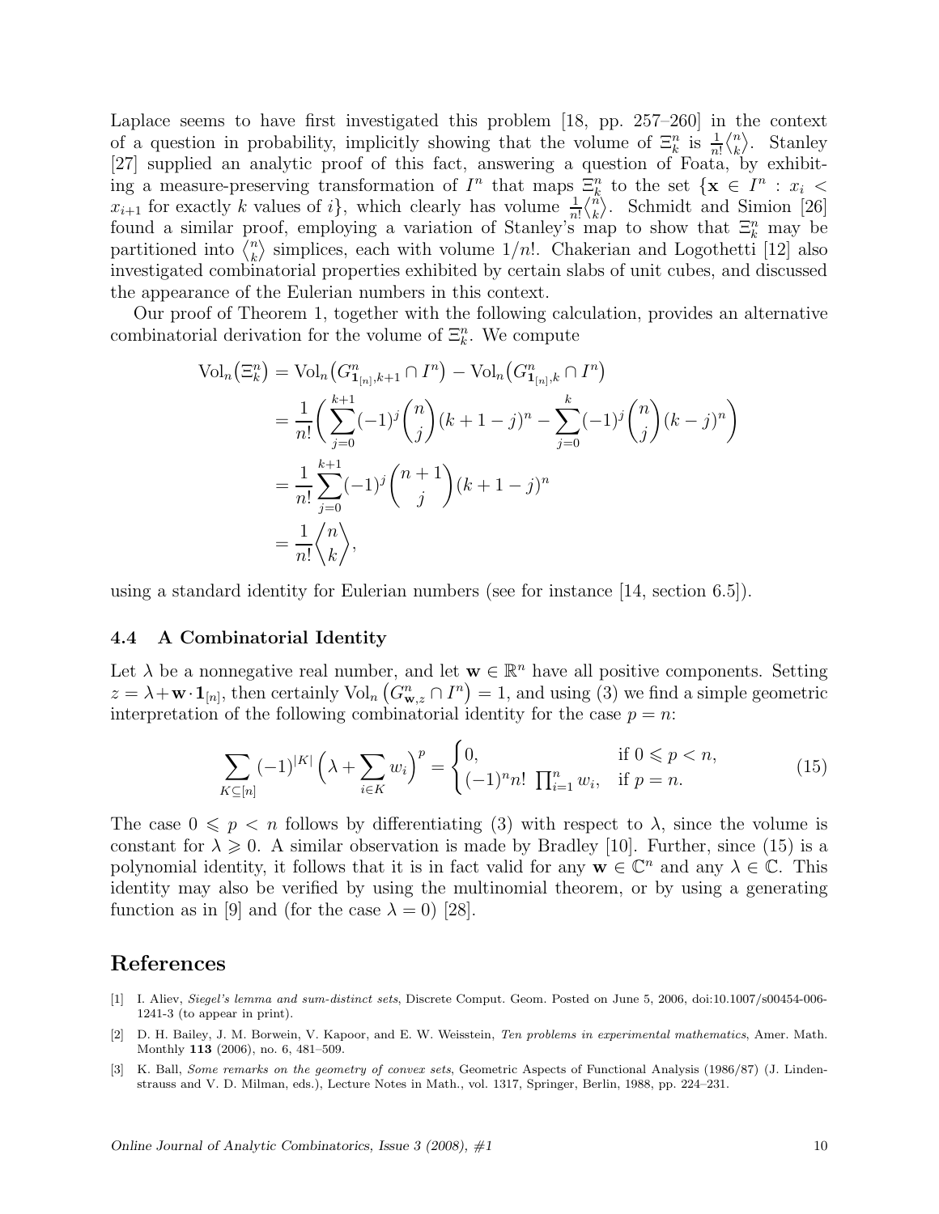Laplace seems to have first investigated this problem [18, pp. 257–260] in the context of a question in probability, implicitly showing that the volume of $\Xi_k^n$ is $\frac{1}{n!}\left\langle {n \atop k} \right\rangle$. Stanley [27] supplied an analytic proof of this fact, answering a question of Foata, by exhibiting a measure-preserving transformation of $I^n$ that maps $\Xi_k^n$ to the set $\{\mathbf{x} \in I^n : x_i < x_{i+1}$ for exactly $k$ values of $i\}$, which clearly has volume $\frac{1}{n!}\left\langle {n \atop k} \right\rangle$. Schmidt and Simion [26] found a similar proof, employing a variation of Stanley's map to show that $\Xi_k^n$ may be partitioned into $\left\langle {n \atop k} \right\rangle$ simplices, each with volume $1/n!$. Chakerian and Logothetti [12] also investigated combinatorial properties exhibited by certain slabs of unit cubes, and discussed the appearance of the Eulerian numbers in this context.

Our proof of Theorem 1, together with the following calculation, provides an alternative combinatorial derivation for the volume of $\Xi_k^n$. We compute

$$
\begin{aligned}
\operatorname{Vol}_n\big(\Xi_k^n\big) &= \operatorname{Vol}_n\big(G^n_{\mathbf{1}_{[n]},k+1} \cap I^n\big) - \operatorname{Vol}_n\big(G^n_{\mathbf{1}_{[n]},k} \cap I^n\big) \\
&= \frac{1}{n!}\left( \sum_{j=0}^{k+1} (-1)^j \binom{n}{j} (k+1-j)^n - \sum_{j=0}^{k} (-1)^j \binom{n}{j} (k-j)^n \right) \\
&= \frac{1}{n!} \sum_{j=0}^{k+1} (-1)^j \binom{n+1}{j} (k+1-j)^n \\
&= \frac{1}{n!} \left\langle {n \atop k} \right\rangle,
\end{aligned}
$$

using a standard identity for Eulerian numbers (see for instance [14, section 6.5]).

### 4.4 A Combinatorial Identity

Let $\lambda$ be a nonnegative real number, and let $\mathbf{w} \in \mathbb{R}^n$ have all positive components. Setting $z = \lambda + \mathbf{w} \cdot \mathbf{1}_{[n]}$, then certainly $\operatorname{Vol}_n\left(G^n_{\mathbf{w},z} \cap I^n\right) = 1$, and using (3) we find a simple geometric interpretation of the following combinatorial identity for the case $p = n$:

$$
\sum_{K \subseteq [n]} (-1)^{|K|} \Big( \lambda + \sum_{i \in K} w_i \Big)^p = \begin{cases} 0, & \text{if } 0 \leqslant p < n, \\ (-1)^n n! \; \prod_{i=1}^n w_i, & \text{if } p = n. \end{cases} \tag{15}
$$

The case $0 \leqslant p < n$ follows by differentiating (3) with respect to $\lambda$, since the volume is constant for $\lambda \geqslant 0$. A similar observation is made by Bradley [10]. Further, since (15) is a polynomial identity, it follows that it is in fact valid for any $\mathbf{w} \in \mathbb{C}^n$ and any $\lambda \in \mathbb{C}$. This identity may also be verified by using the multinomial theorem, or by using a generating function as in [9] and (for the case $\lambda = 0$) [28].

## References

[1] I. Aliev, *Siegel's lemma and sum-distinct sets*, Discrete Comput. Geom. Posted on June 5, 2006, doi:10.1007/s00454-006-1241-3 (to appear in print).

[2] D. H. Bailey, J. M. Borwein, V. Kapoor, and E. W. Weisstein, *Ten problems in experimental mathematics*, Amer. Math. Monthly **113** (2006), no. 6, 481–509.

[3] K. Ball, *Some remarks on the geometry of convex sets*, Geometric Aspects of Functional Analysis (1986/87) (J. Lindenstrauss and V. D. Milman, eds.), Lecture Notes in Math., vol. 1317, Springer, Berlin, 1988, pp. 224–231.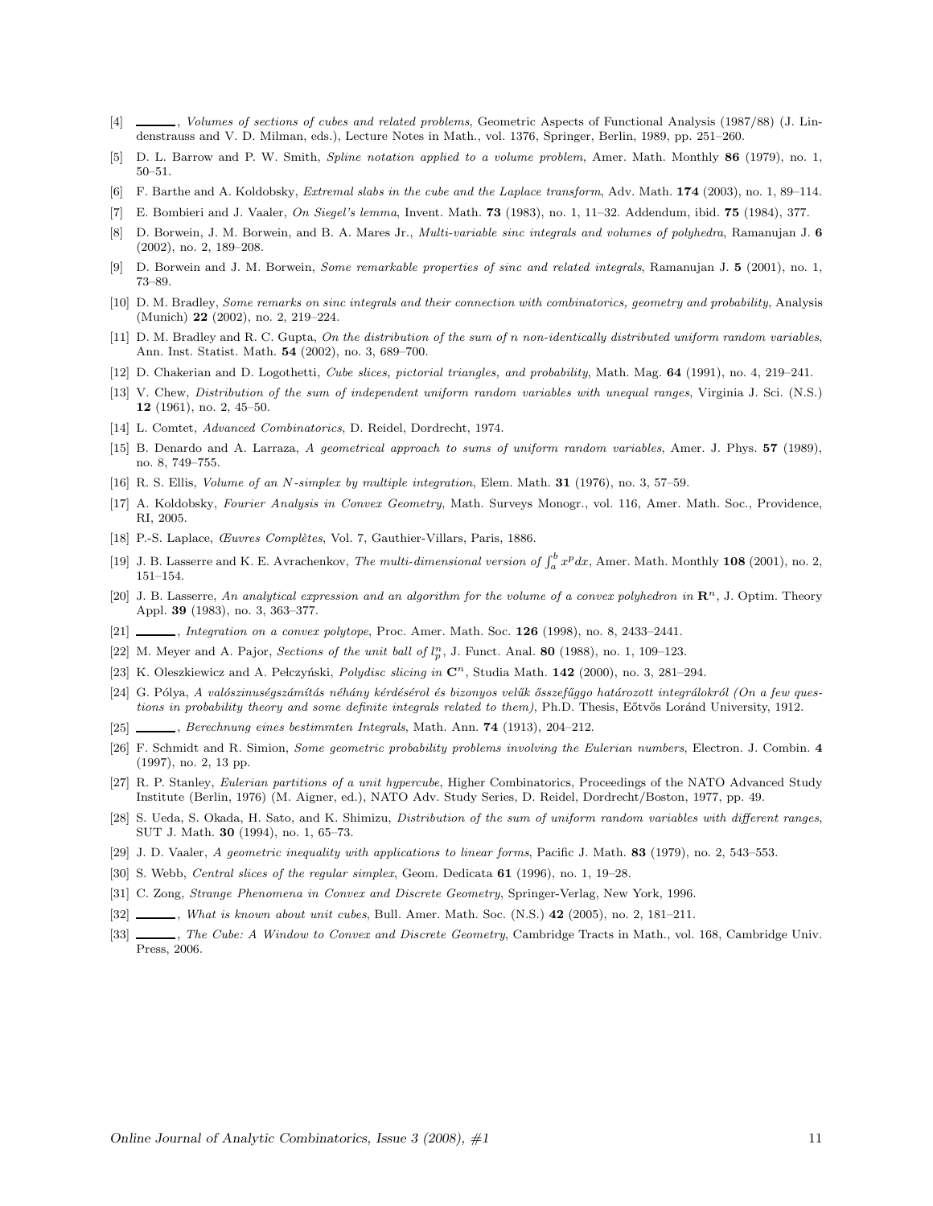[4] ______, *Volumes of sections of cubes and related problems*, Geometric Aspects of Functional Analysis (1987/88) (J. Lindenstrauss and V. D. Milman, eds.), Lecture Notes in Math., vol. 1376, Springer, Berlin, 1989, pp. 251–260.

[5] D. L. Barrow and P. W. Smith, *Spline notation applied to a volume problem*, Amer. Math. Monthly **86** (1979), no. 1, 50–51.

[6] F. Barthe and A. Koldobsky, *Extremal slabs in the cube and the Laplace transform*, Adv. Math. **174** (2003), no. 1, 89–114.

[7] E. Bombieri and J. Vaaler, *On Siegel's lemma*, Invent. Math. **73** (1983), no. 1, 11–32. Addendum, ibid. **75** (1984), 377.

[8] D. Borwein, J. M. Borwein, and B. A. Mares Jr., *Multi-variable sinc integrals and volumes of polyhedra*, Ramanujan J. **6** (2002), no. 2, 189–208.

[9] D. Borwein and J. M. Borwein, *Some remarkable properties of sinc and related integrals*, Ramanujan J. **5** (2001), no. 1, 73–89.

[10] D. M. Bradley, *Some remarks on sinc integrals and their connection with combinatorics, geometry and probability*, Analysis (Munich) **22** (2002), no. 2, 219–224.

[11] D. M. Bradley and R. C. Gupta, *On the distribution of the sum of n non-identically distributed uniform random variables*, Ann. Inst. Statist. Math. **54** (2002), no. 3, 689–700.

[12] D. Chakerian and D. Logothetti, *Cube slices, pictorial triangles, and probability*, Math. Mag. **64** (1991), no. 4, 219–241.

[13] V. Chew, *Distribution of the sum of independent uniform random variables with unequal ranges*, Virginia J. Sci. (N.S.) **12** (1961), no. 2, 45–50.

[14] L. Comtet, *Advanced Combinatorics*, D. Reidel, Dordrecht, 1974.

[15] B. Denardo and A. Larraza, *A geometrical approach to sums of uniform random variables*, Amer. J. Phys. **57** (1989), no. 8, 749–755.

[16] R. S. Ellis, *Volume of an N-simplex by multiple integration*, Elem. Math. **31** (1976), no. 3, 57–59.

[17] A. Koldobsky, *Fourier Analysis in Convex Geometry*, Math. Surveys Monogr., vol. 116, Amer. Math. Soc., Providence, RI, 2005.

[18] P.-S. Laplace, *Œuvres Complètes*, Vol. 7, Gauthier-Villars, Paris, 1886.

[19] J. B. Lasserre and K. E. Avrachenkov, *The multi-dimensional version of $\int_a^b x^p dx$*, Amer. Math. Monthly **108** (2001), no. 2, 151–154.

[20] J. B. Lasserre, *An analytical expression and an algorithm for the volume of a convex polyhedron in $\mathbf{R}^n$*, J. Optim. Theory Appl. **39** (1983), no. 3, 363–377.

[21] ______, *Integration on a convex polytope*, Proc. Amer. Math. Soc. **126** (1998), no. 8, 2433–2441.

[22] M. Meyer and A. Pajor, *Sections of the unit ball of $l_p^n$*, J. Funct. Anal. **80** (1988), no. 1, 109–123.

[23] K. Oleszkiewicz and A. Pełczyński, *Polydisc slicing in $\mathbf{C}^n$*, Studia Math. **142** (2000), no. 3, 281–294.

[24] G. Pólya, *A valószinuségszámítás néhány kérdésérol és bizonyos velűk őszszefűggo határozott integrálokról (On a few questions in probability theory and some definite integrals related to them)*, Ph.D. Thesis, Eőtvős Loránd University, 1912.

[25] ______, *Berechnung eines bestimmten Integrals*, Math. Ann. **74** (1913), 204–212.

[26] F. Schmidt and R. Simion, *Some geometric probability problems involving the Eulerian numbers*, Electron. J. Combin. **4** (1997), no. 2, 13 pp.

[27] R. P. Stanley, *Eulerian partitions of a unit hypercube*, Higher Combinatorics, Proceedings of the NATO Advanced Study Institute (Berlin, 1976) (M. Aigner, ed.), NATO Adv. Study Series, D. Reidel, Dordrecht/Boston, 1977, pp. 49.

[28] S. Ueda, S. Okada, H. Sato, and K. Shimizu, *Distribution of the sum of uniform random variables with different ranges*, SUT J. Math. **30** (1994), no. 1, 65–73.

[29] J. D. Vaaler, *A geometric inequality with applications to linear forms*, Pacific J. Math. **83** (1979), no. 2, 543–553.

[30] S. Webb, *Central slices of the regular simplex*, Geom. Dedicata **61** (1996), no. 1, 19–28.

[31] C. Zong, *Strange Phenomena in Convex and Discrete Geometry*, Springer-Verlag, New York, 1996.

[32] ______, *What is known about unit cubes*, Bull. Amer. Math. Soc. (N.S.) **42** (2005), no. 2, 181–211.

[33] ______, *The Cube: A Window to Convex and Discrete Geometry*, Cambridge Tracts in Math., vol. 168, Cambridge Univ. Press, 2006.